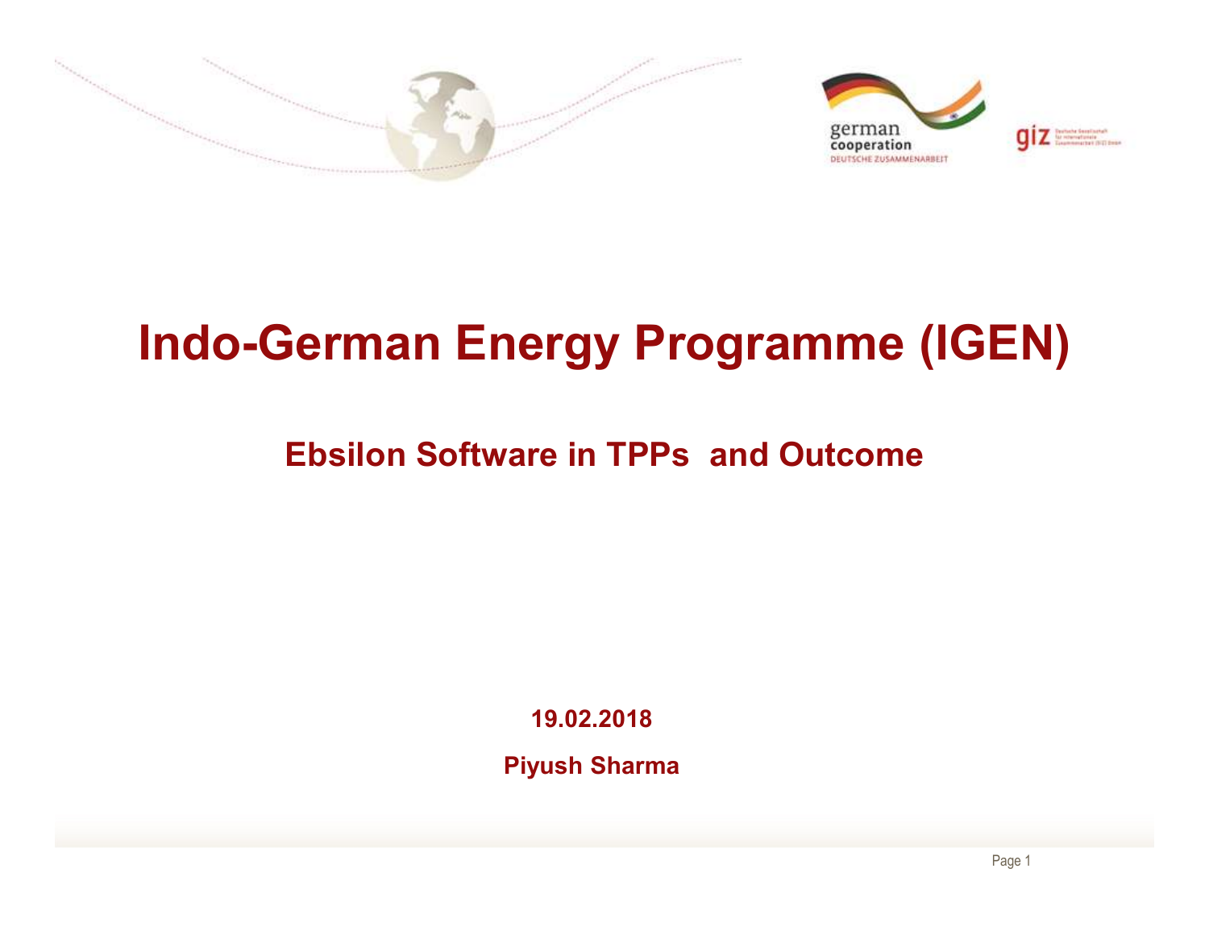# Indo-German Energy Programme (IGEN)

## Ebsilon Software in TPPs and Outcome

**19.02.2018**

**Piyush Sharma**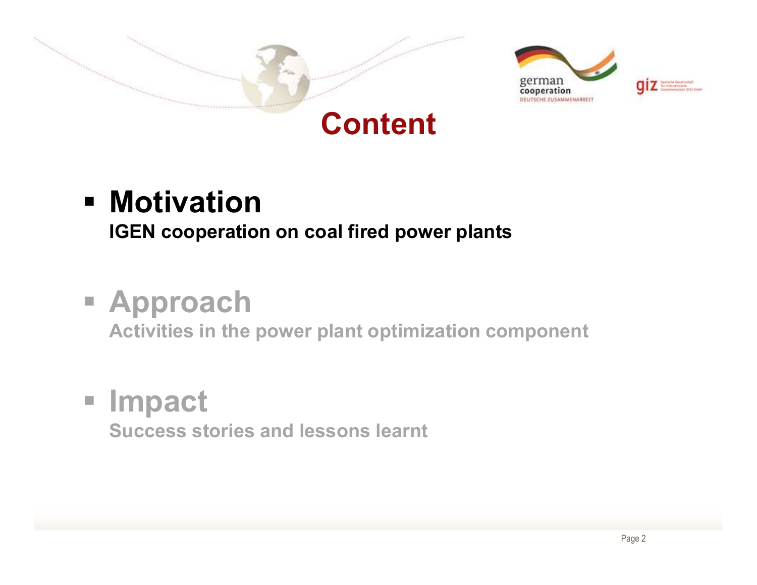# Content

- **Motivation**
  **IGEN cooperation on coal fired power plants**

- **Approach**
  **Activities in the power plant optimization component**

- **Impact**
  **Success stories and lessons learnt**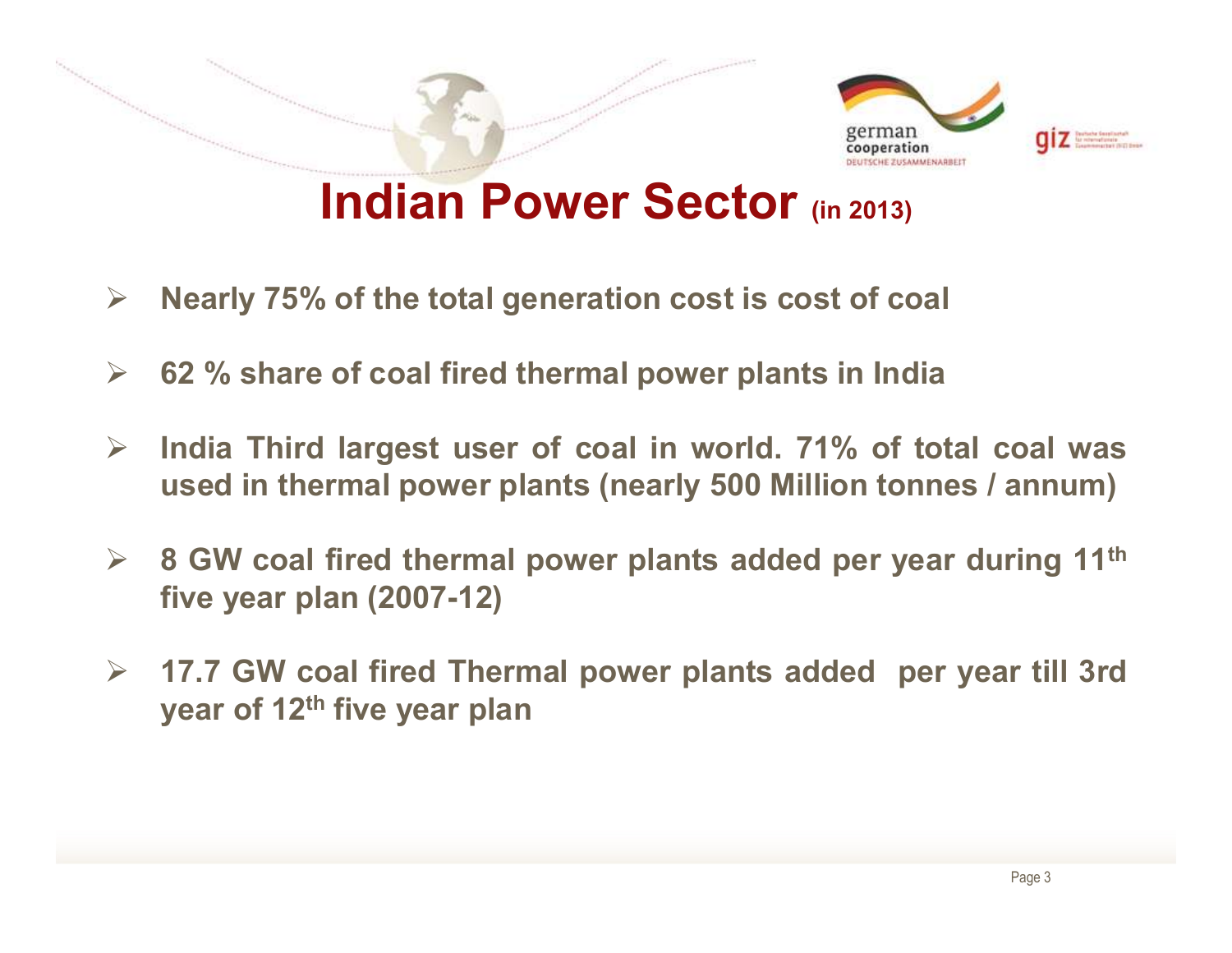# Indian Power Sector (in 2013)

- Nearly 75% of the total generation cost is cost of coal
- 62 % share of coal fired thermal power plants in India
- India Third largest user of coal in world. 71% of total coal was used in thermal power plants (nearly 500 Million tonnes / annum)
- 8 GW coal fired thermal power plants added per year during 11th five year plan (2007-12)
- 17.7 GW coal fired Thermal power plants added per year till 3rd year of 12th five year plan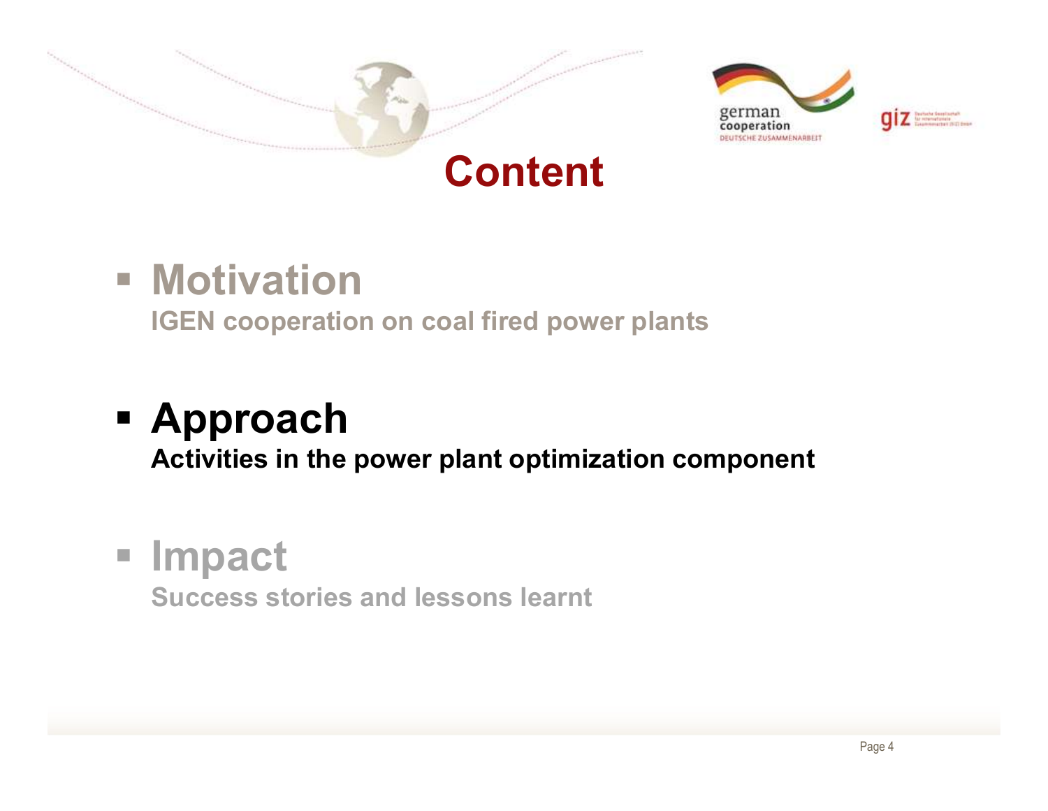# Content

- **Motivation**
  **IGEN cooperation on coal fired power plants**

- **Approach**
  **Activities in the power plant optimization component**

- **Impact**
  **Success stories and lessons learnt**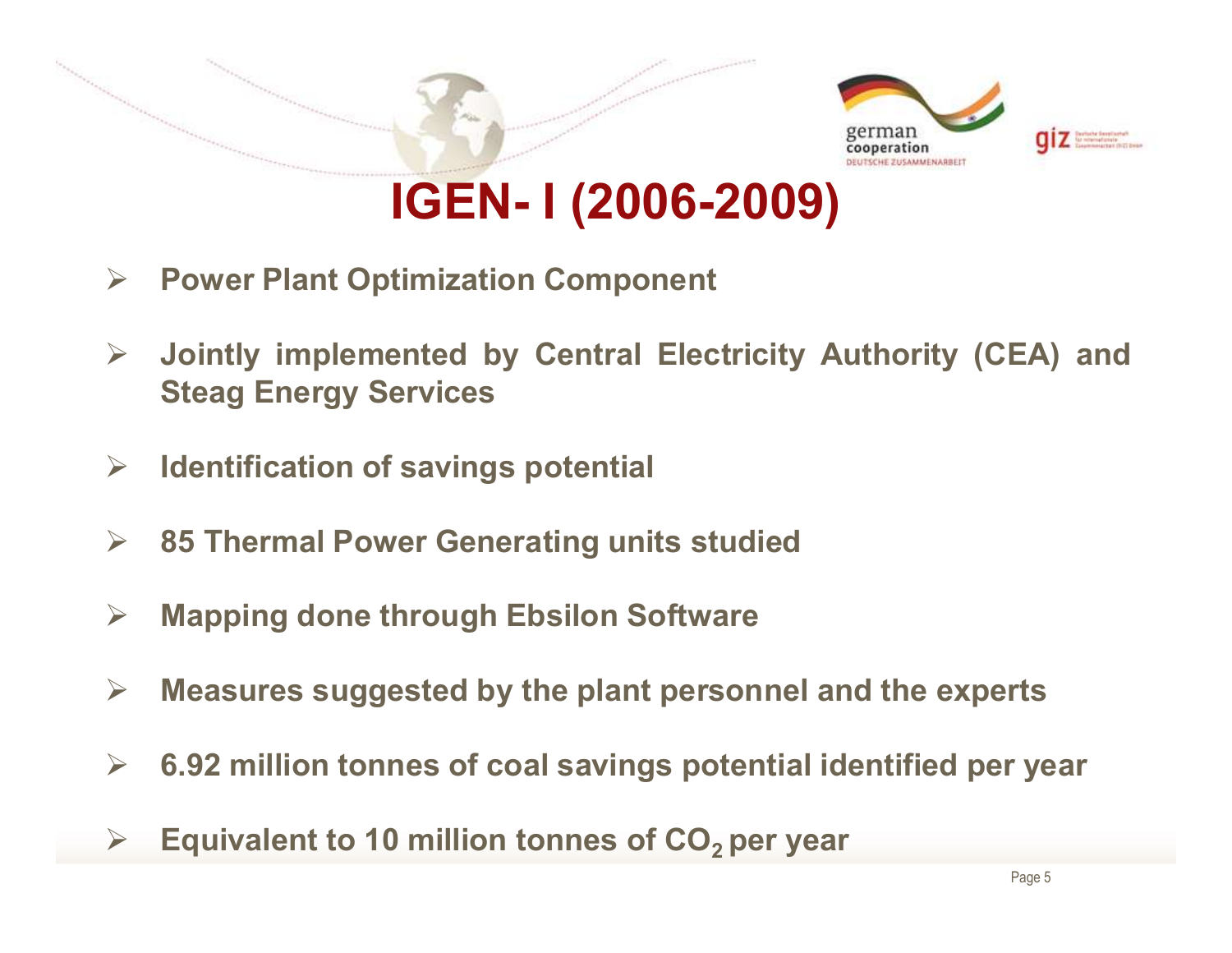# IGEN- I (2006-2009)

- **Power Plant Optimization Component**
- **Jointly implemented by Central Electricity Authority (CEA) and Steag Energy Services**
- **Identification of savings potential**
- **85 Thermal Power Generating units studied**
- **Mapping done through Ebsilon Software**
- **Measures suggested by the plant personnel and the experts**
- **6.92 million tonnes of coal savings potential identified per year**
- **Equivalent to 10 million tonnes of $CO_2$ per year**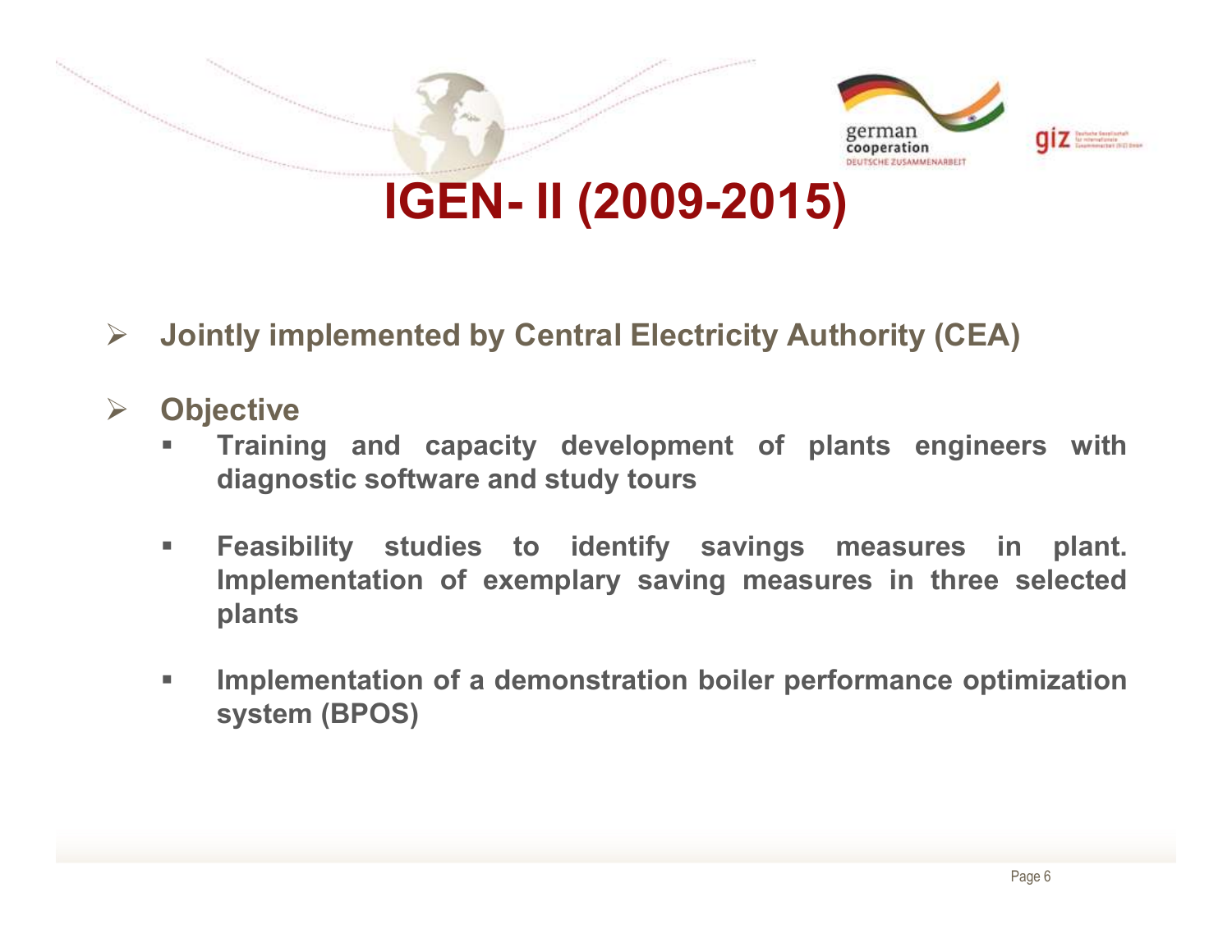# IGEN- II (2009-2015)

- **Jointly implemented by Central Electricity Authority (CEA)**
- **Objective**
  - **Training and capacity development of plants engineers with diagnostic software and study tours**
  - **Feasibility studies to identify savings measures in plant. Implementation of exemplary saving measures in three selected plants**
  - **Implementation of a demonstration boiler performance optimization system (BPOS)**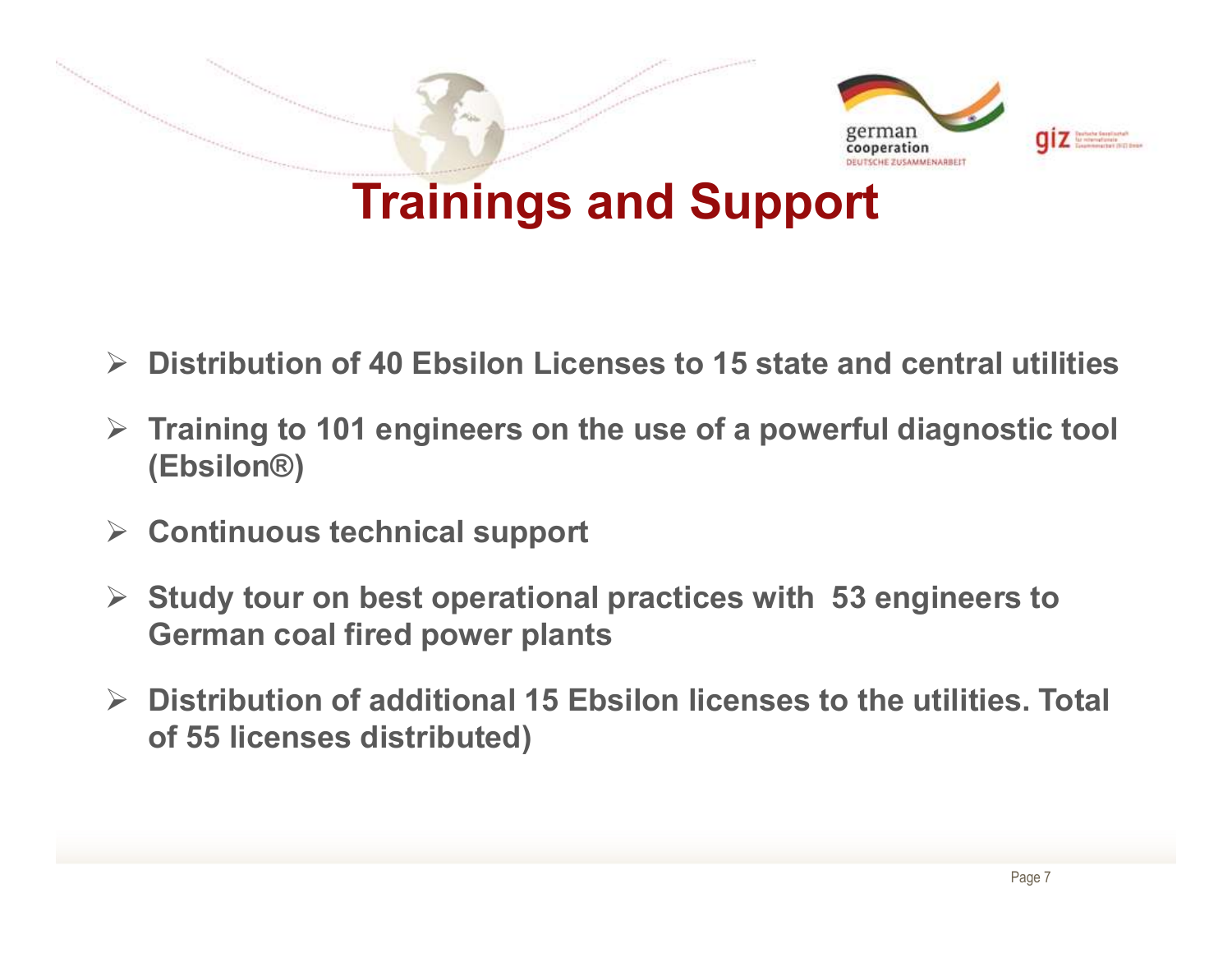# Trainings and Support

- **Distribution of 40 Ebsilon Licenses to 15 state and central utilities**
- **Training to 101 engineers on the use of a powerful diagnostic tool (Ebsilon®)**
- **Continuous technical support**
- **Study tour on best operational practices with 53 engineers to German coal fired power plants**
- **Distribution of additional 15 Ebsilon licenses to the utilities. Total of 55 licenses distributed)**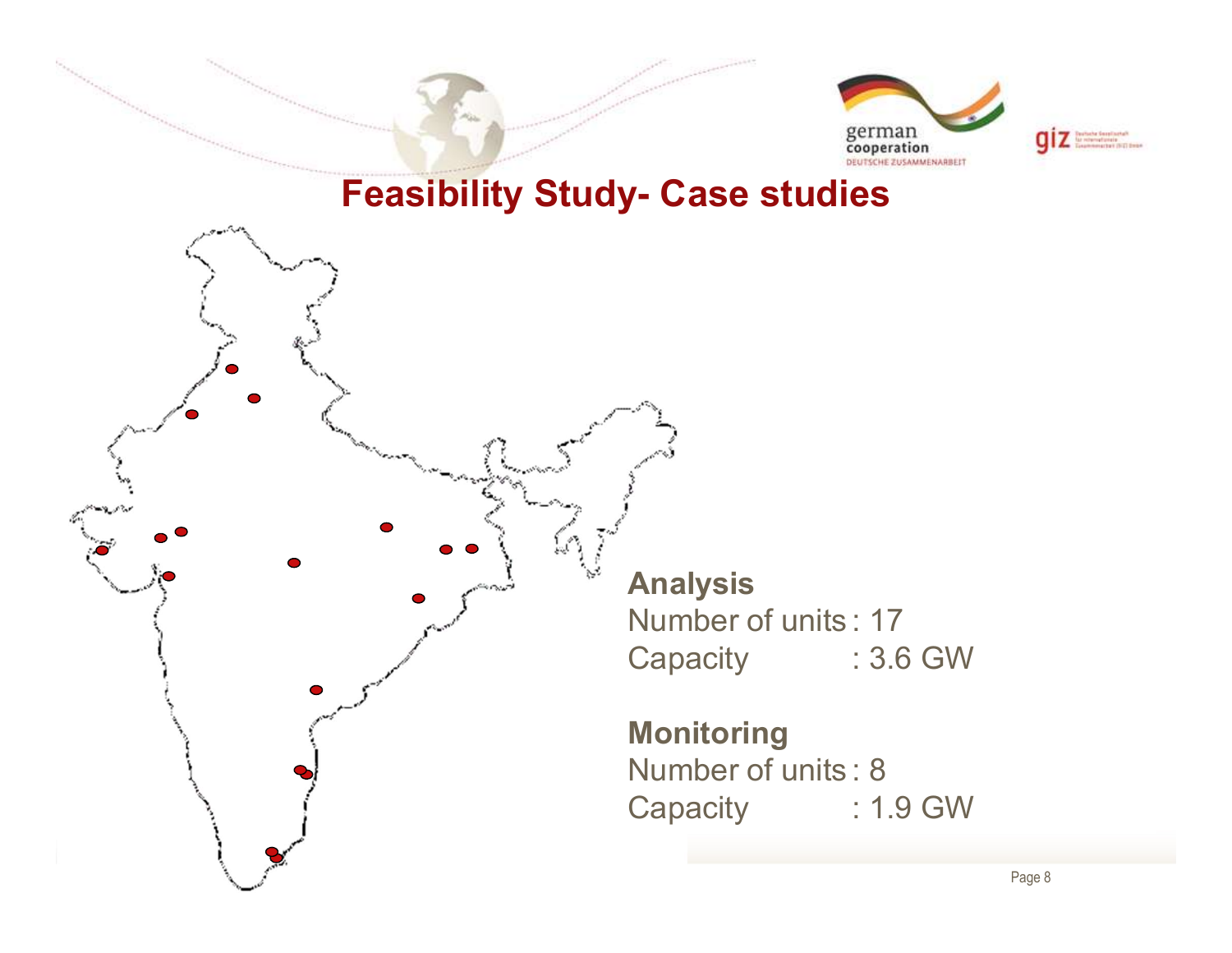# Feasibility Study- Case studies

**Analysis**

Number of units : 17

Capacity : 3.6 GW

**Monitoring**

Number of units : 8

Capacity : 1.9 GW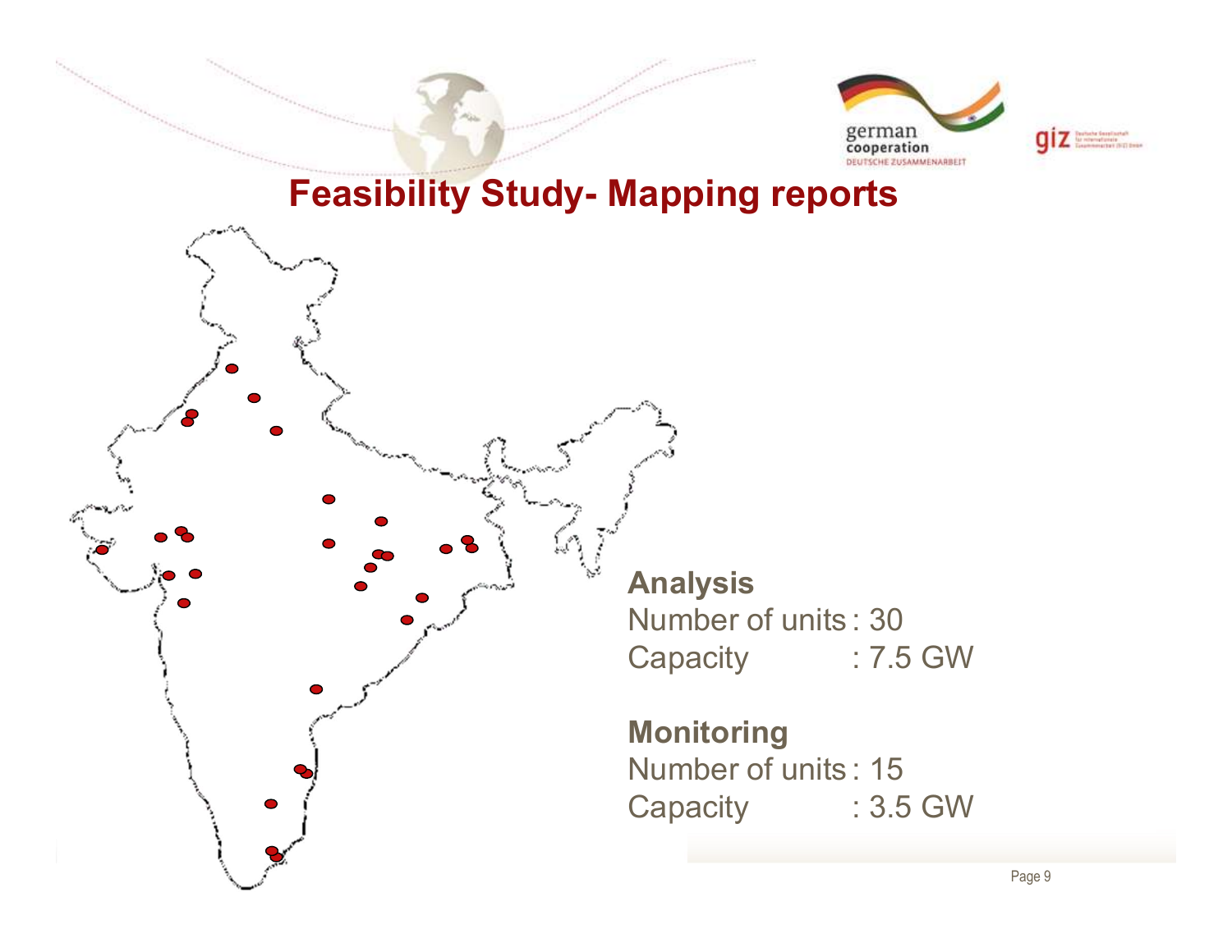# Feasibility Study- Mapping reports

**Analysis**

Number of units : 30

Capacity : 7.5 GW

**Monitoring**

Number of units : 15

Capacity : 3.5 GW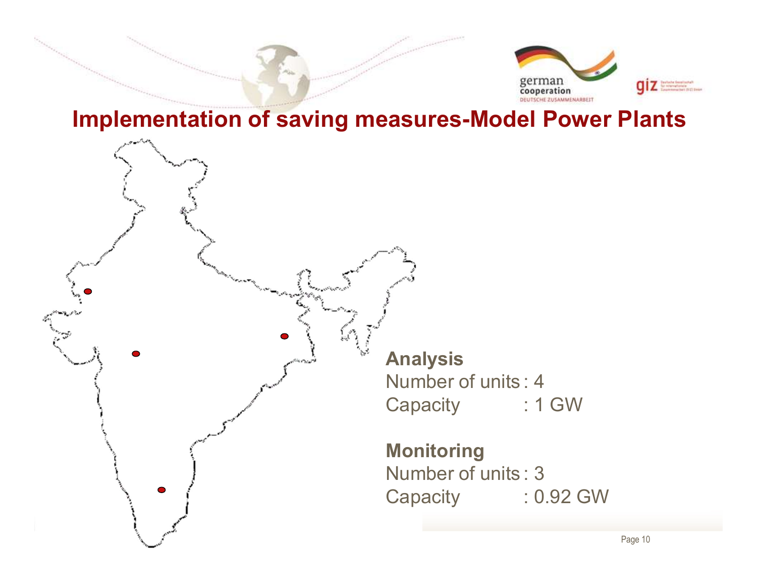# Implementation of saving measures-Model Power Plants

**Analysis**

Number of units : 4

Capacity : 1 GW

**Monitoring**

Number of units : 3

Capacity : 0.92 GW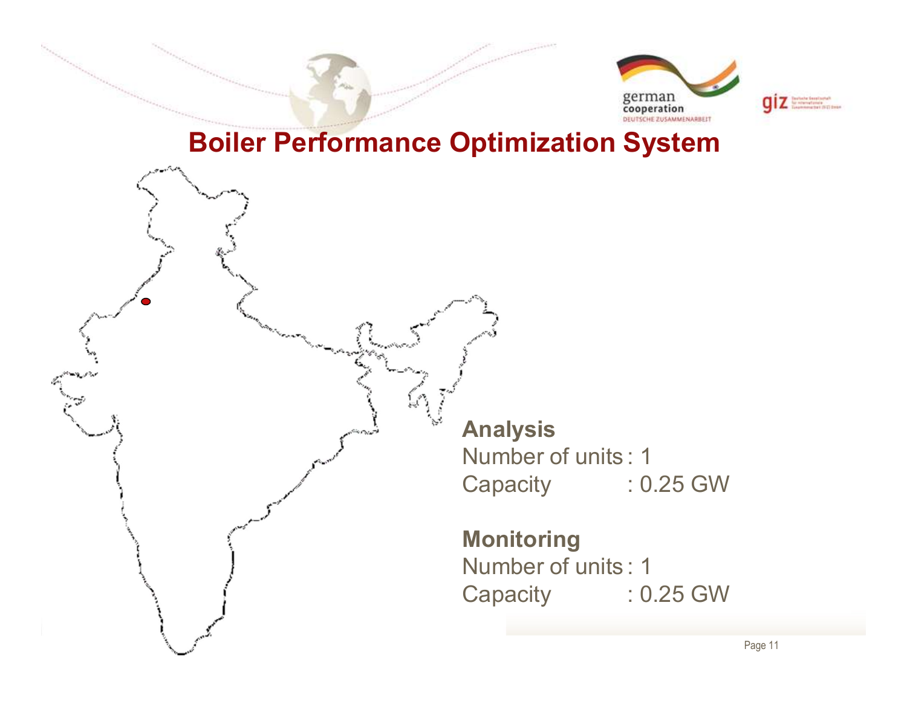# Boiler Performance Optimization System

**Analysis**

Number of units : 1

Capacity : 0.25 GW

**Monitoring**

Number of units : 1

Capacity : 0.25 GW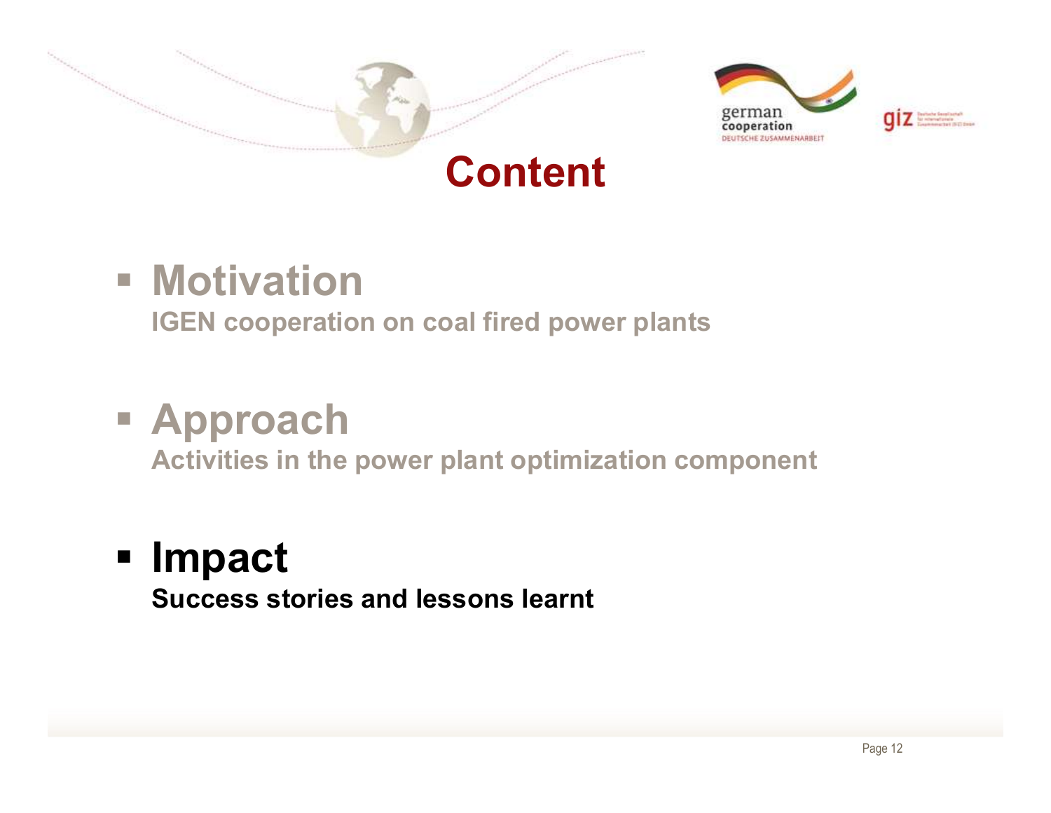# Content

- **Motivation**
  **IGEN cooperation on coal fired power plants**

- **Approach**
  **Activities in the power plant optimization component**

- **Impact**
  **Success stories and lessons learnt**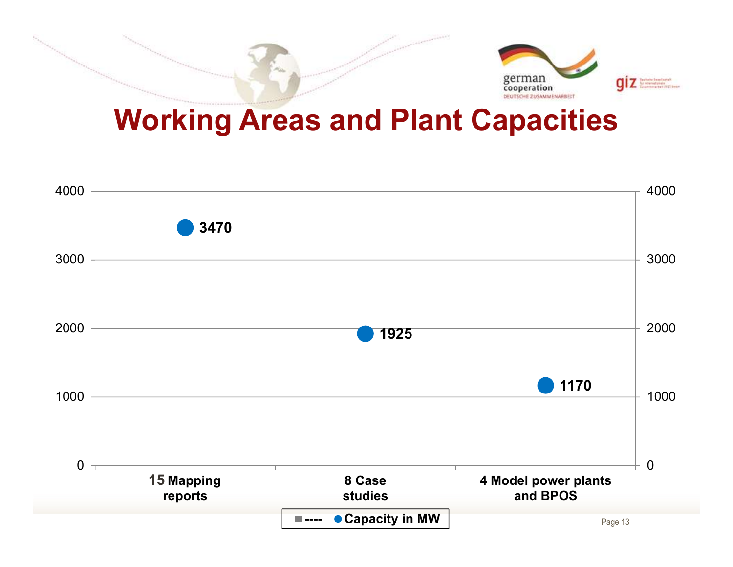# Working Areas and Plant Capacities

| Working Area | Capacity in MW |
|---|---|
| 15 Mapping reports | 3470 |
| 8 Case studies | 1925 |
| 4 Model power plants and BPOS | 1170 |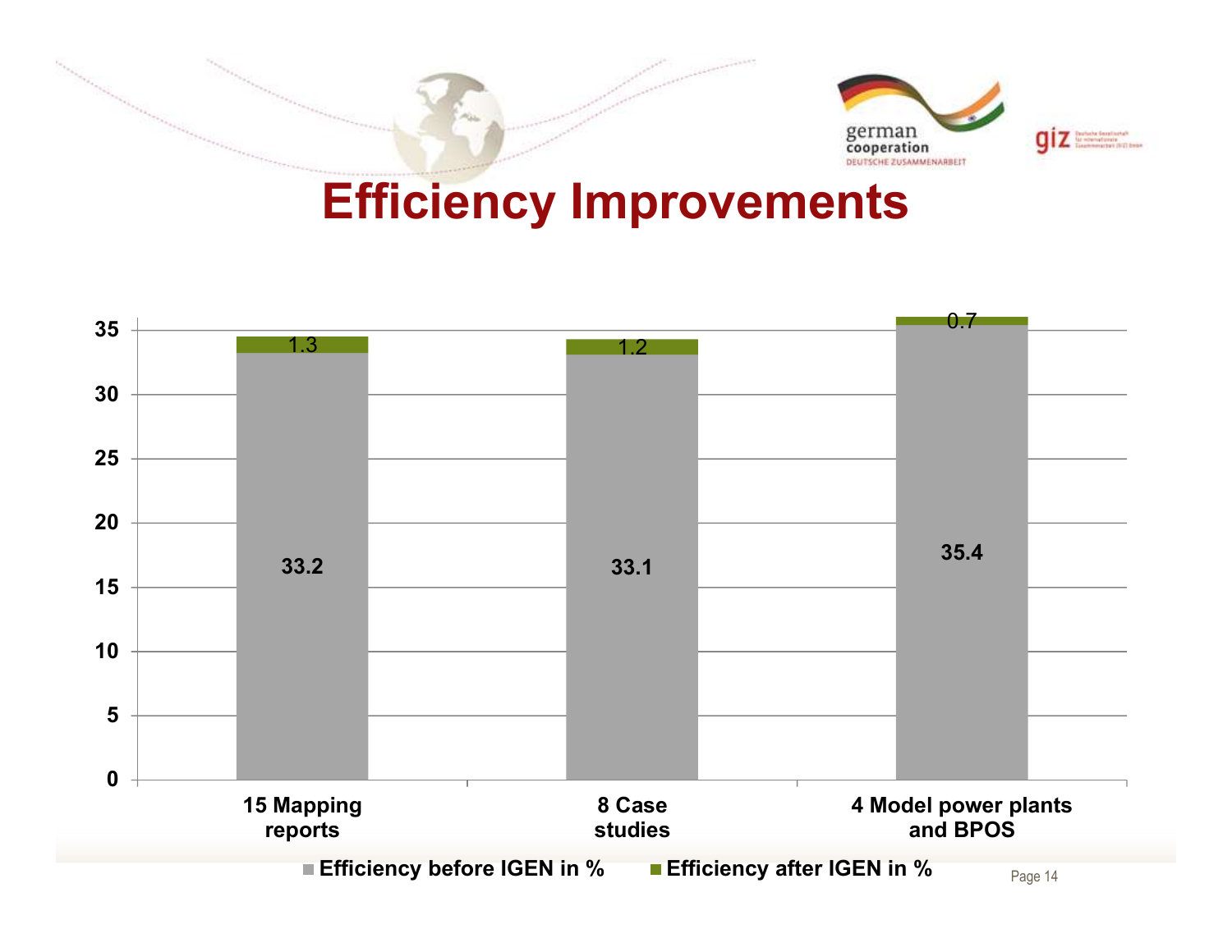# Efficiency Improvements

| | Efficiency before IGEN in % | Efficiency after IGEN in % |
|---|---|---|
| 15 Mapping reports | 33.2 | 1.3 |
| 8 Case studies | 33.1 | 1.2 |
| 4 Model power plants and BPOS | 35.4 | 0.7 |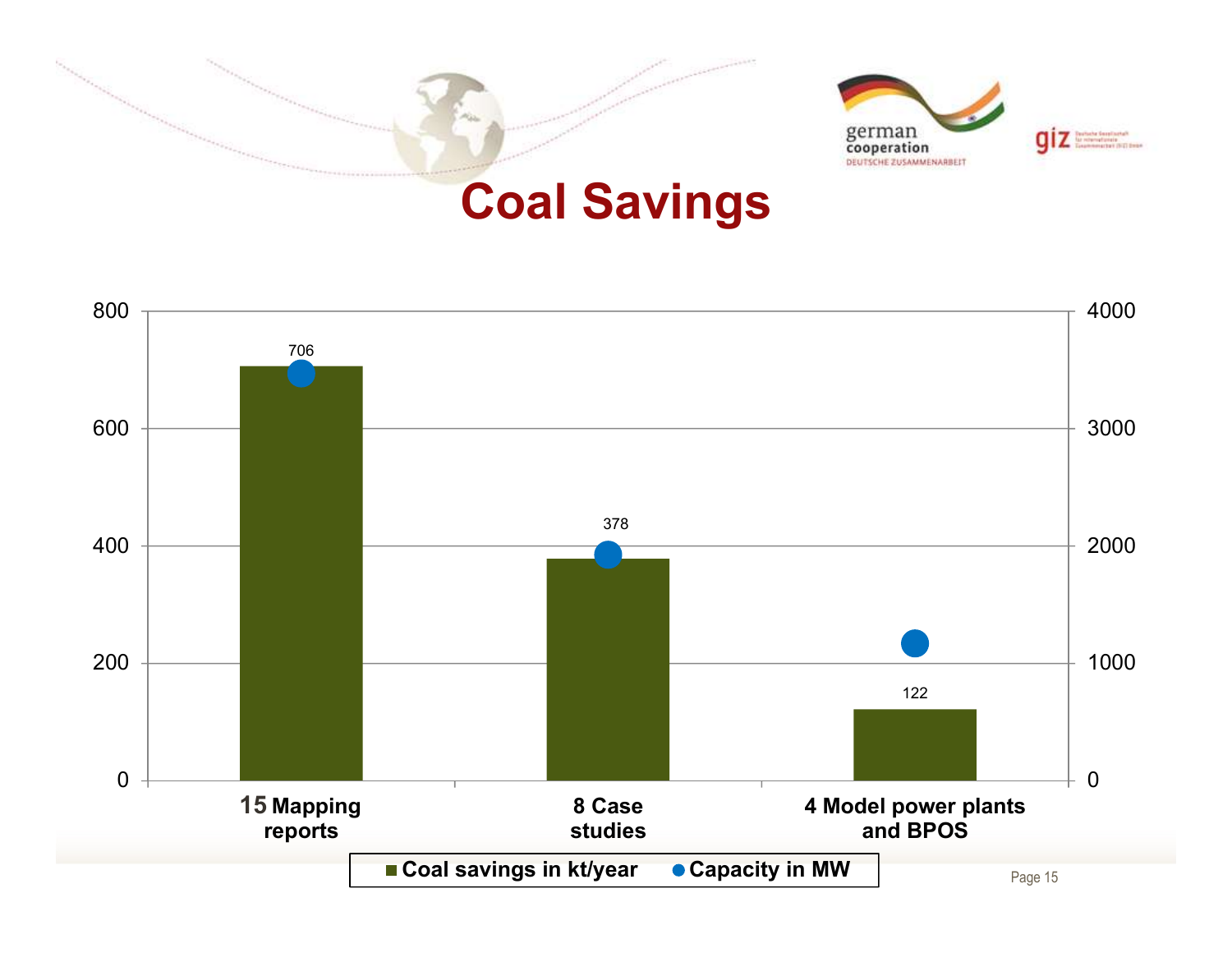# Coal Savings

| | Coal savings in kt/year | Capacity in MW |
|---|---|---|
| 15 Mapping reports | 706 | |
| 8 Case studies | 378 | |
| 4 Model power plants and BPOS | 122 | |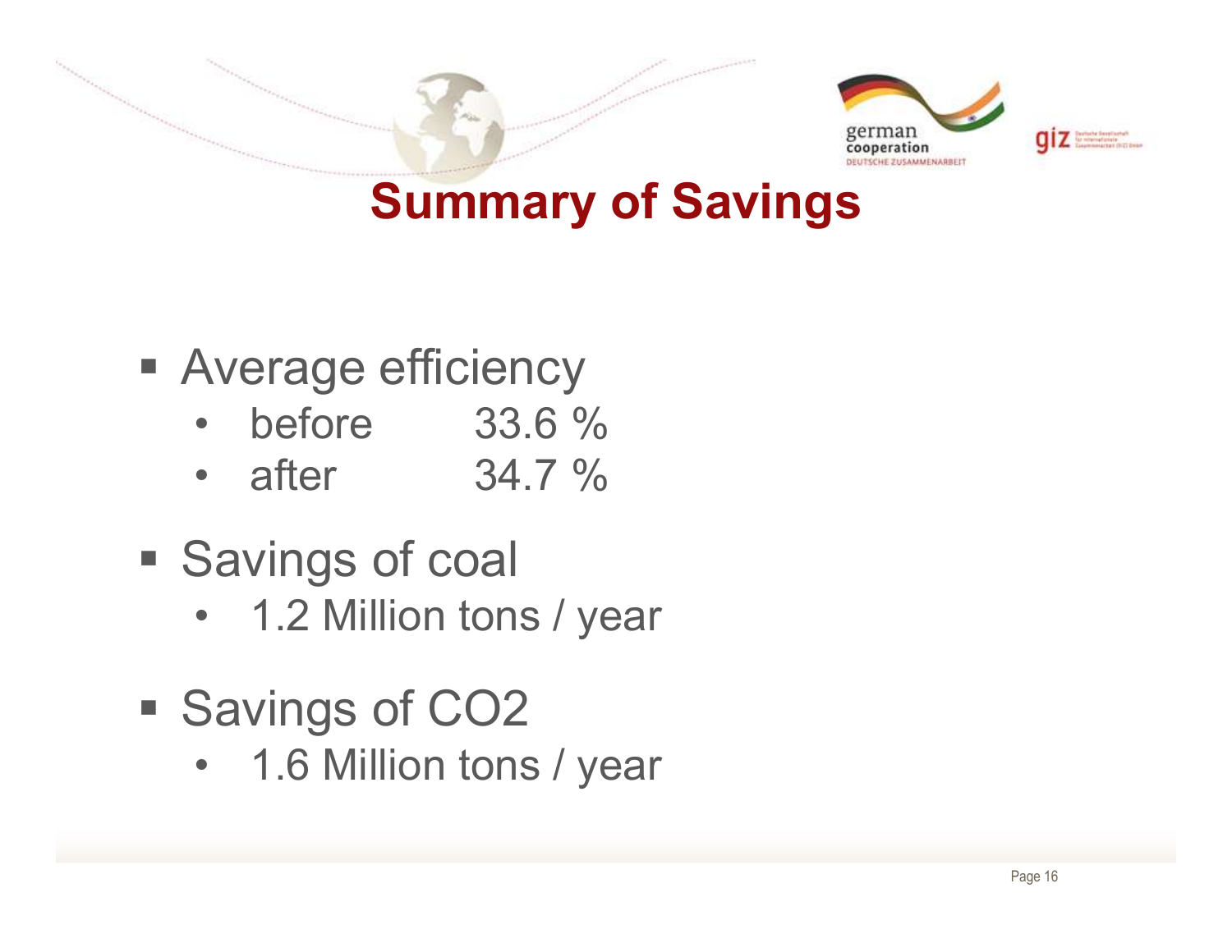# Summary of Savings

- Average efficiency
  - before 33.6 %
  - after 34.7 %
- Savings of coal
  - 1.2 Million tons / year
- Savings of $CO_2$
  - 1.6 Million tons / year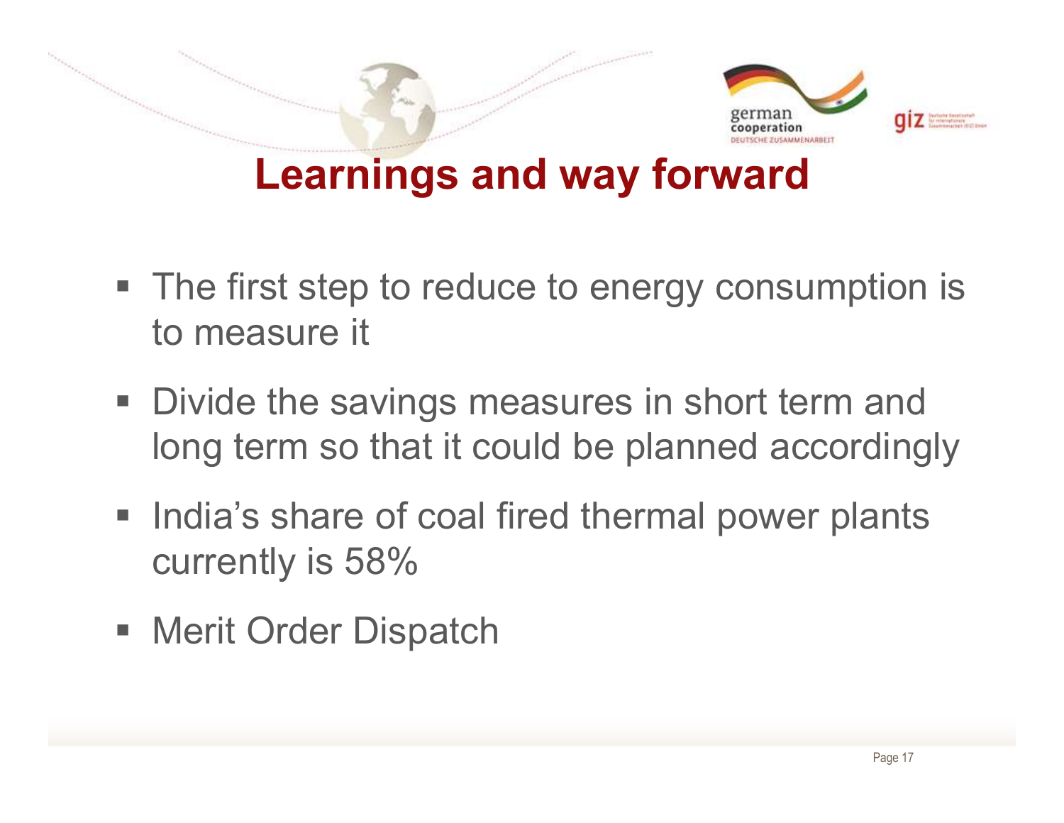# Learnings and way forward

- The first step to reduce to energy consumption is to measure it
- Divide the savings measures in short term and long term so that it could be planned accordingly
- India's share of coal fired thermal power plants currently is 58%
- Merit Order Dispatch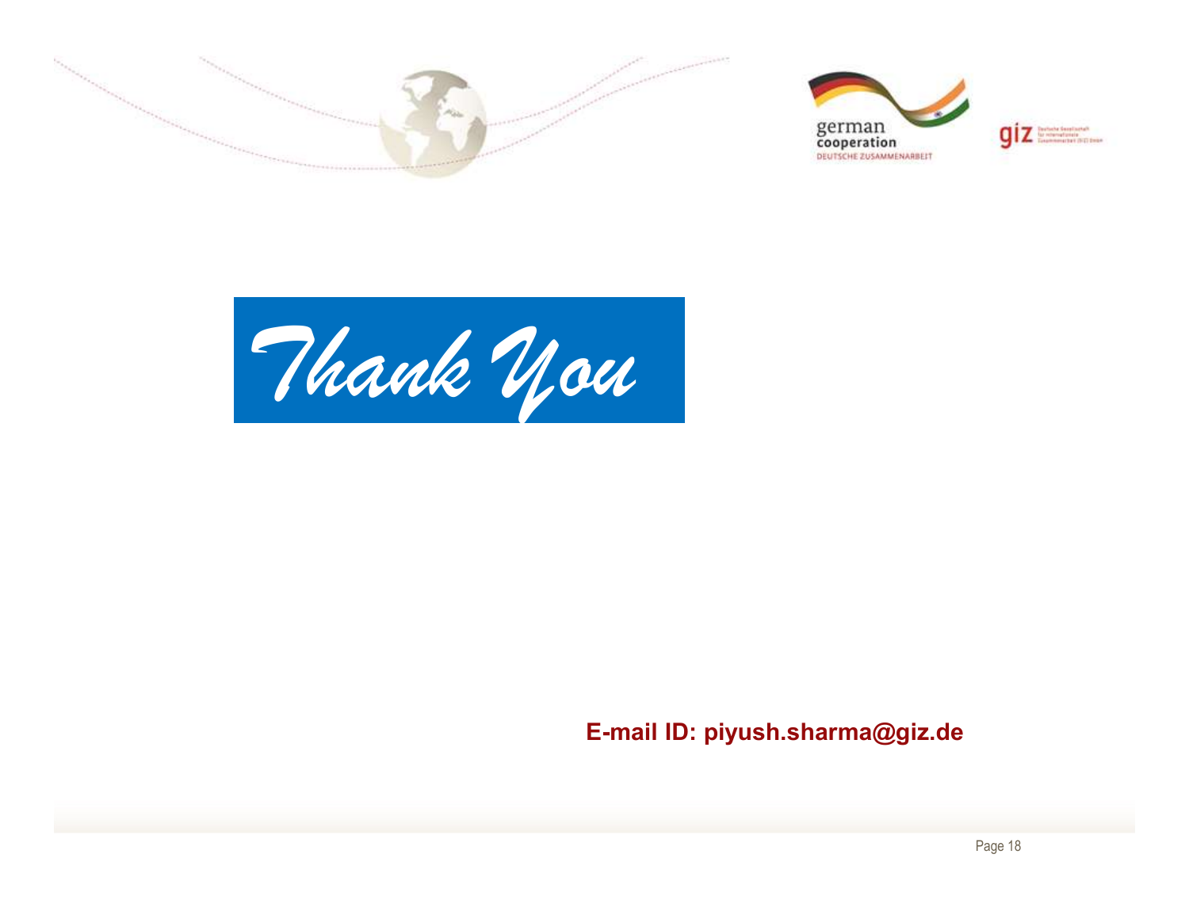# *Thank You*

**E-mail ID: piyush.sharma@giz.de**